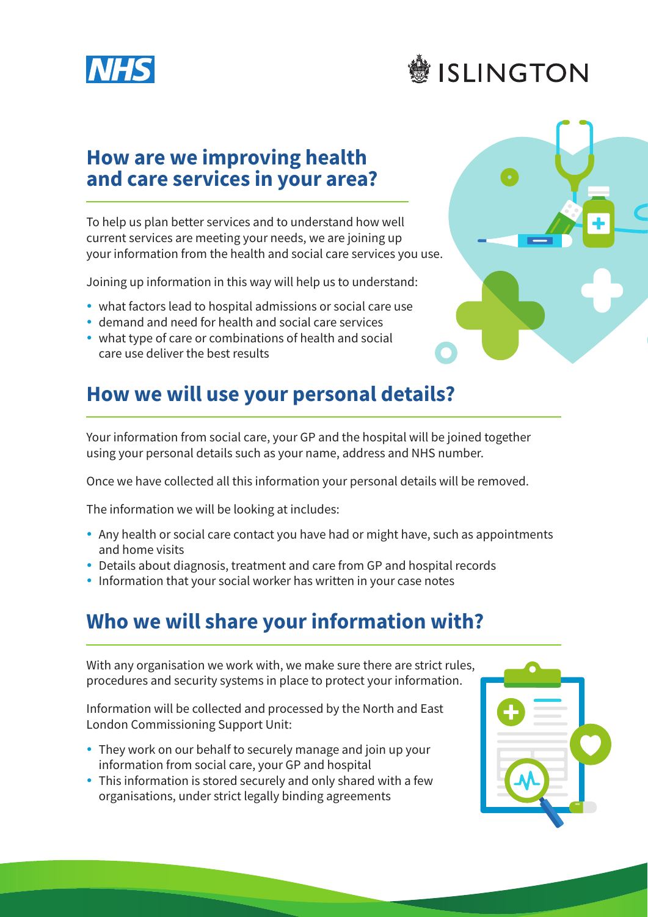NHS

ISLINGTON

## How are we improving health and care services in your area?

To help us plan better services and to understand how well current services are meeting your needs, we are joining up your information from the health and social care services you use.

Joining up information in this way will help us to understand:

- what factors lead to hospital admissions or social care use
- demand and need for health and social care services
- what type of care or combinations of health and social care use deliver the best results

## How we will use your personal details?

Your information from social care, your GP and the hospital will be joined together using your personal details such as your name, address and NHS number.

Once we have collected all this information your personal details will be removed.

The information we will be looking at includes:

- Any health or social care contact you have had or might have, such as appointments and home visits
- Details about diagnosis, treatment and care from GP and hospital records
- Information that your social worker has written in your case notes

## Who we will share your information with?

With any organisation we work with, we make sure there are strict rules, procedures and security systems in place to protect your information.

Information will be collected and processed by the North and East London Commissioning Support Unit:

- They work on our behalf to securely manage and join up your information from social care, your GP and hospital
- This information is stored securely and only shared with a few organisations, under strict legally binding agreements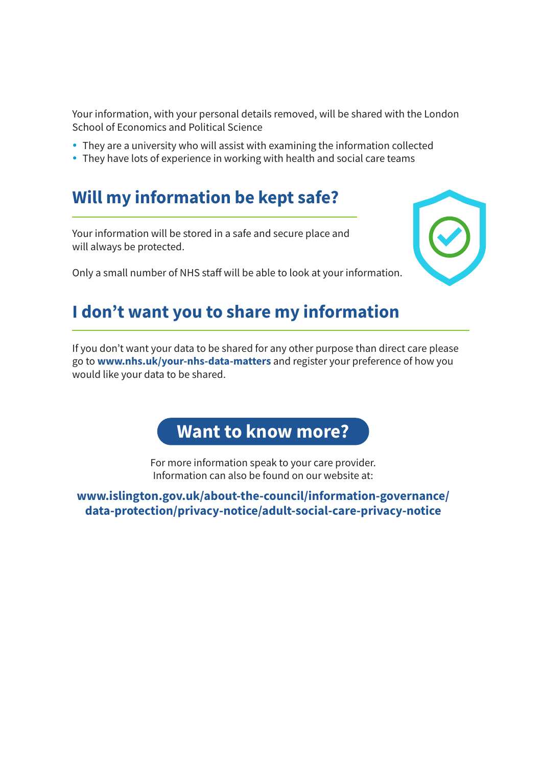Your information, with your personal details removed, will be shared with the London School of Economics and Political Science

- They are a university who will assist with examining the information collected
- They have lots of experience in working with health and social care teams

## Will my information be kept safe?

Your information will be stored in a safe and secure place and will always be protected.

Only a small number of NHS staff will be able to look at your information.

## I don't want you to share my information

If you don't want your data to be shared for any other purpose than direct care please go to **www.nhs.uk/your-nhs-data-matters** and register your preference of how you would like your data to be shared.

## Want to know more?

For more information speak to your care provider.
Information can also be found on our website at:

**www.islington.gov.uk/about-the-council/information-governance/data-protection/privacy-notice/adult-social-care-privacy-notice**